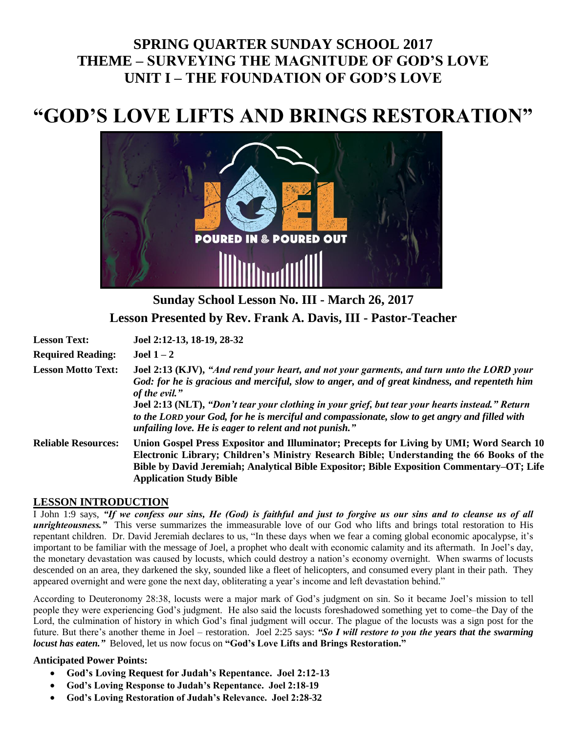# SPRING QUARTER SUNDAY SCHOOL 2017
# THEME – SURVEYING THE MAGNITUDE OF GOD'S LOVE
# UNIT I – THE FOUNDATION OF GOD'S LOVE

# "GOD'S LOVE LIFTS AND BRINGS RESTORATION"

## Sunday School Lesson No. III - March 26, 2017
## Lesson Presented by Rev. Frank A. Davis, III - Pastor-Teacher

**Lesson Text:** **Joel 2:12-13, 18-19, 28-32**

**Required Reading:** **Joel 1 – 2**

**Lesson Motto Text:** **Joel 2:13 (KJV),** ***"And rend your heart, and not your garments, and turn unto the LORD your God: for he is gracious and merciful, slow to anger, and of great kindness, and repenteth him of the evil."***
**Joel 2:13 (NLT),** ***"Don't tear your clothing in your grief, but tear your hearts instead." Return to the LORD your God, for he is merciful and compassionate, slow to get angry and filled with unfailing love. He is eager to relent and not punish."***

**Reliable Resources:** **Union Gospel Press Expositor and Illuminator; Precepts for Living by UMI; Word Search 10 Electronic Library; Children's Ministry Research Bible; Understanding the 66 Books of the Bible by David Jeremiah; Analytical Bible Expositor; Bible Exposition Commentary–OT; Life Application Study Bible**

## LESSON INTRODUCTION

I John 1:9 says, ***"If we confess our sins, He (God) is faithful and just to forgive us our sins and to cleanse us of all unrighteousness."*** This verse summarizes the immeasurable love of our God who lifts and brings total restoration to His repentant children. Dr. David Jeremiah declares to us, "In these days when we fear a coming global economic apocalypse, it's important to be familiar with the message of Joel, a prophet who dealt with economic calamity and its aftermath. In Joel's day, the monetary devastation was caused by locusts, which could destroy a nation's economy overnight. When swarms of locusts descended on an area, they darkened the sky, sounded like a fleet of helicopters, and consumed every plant in their path. They appeared overnight and were gone the next day, obliterating a year's income and left devastation behind."

According to Deuteronomy 28:38, locusts were a major mark of God's judgment on sin. So it became Joel's mission to tell people they were experiencing God's judgment. He also said the locusts foreshadowed something yet to come–the Day of the Lord, the culmination of history in which God's final judgment will occur. The plague of the locusts was a sign post for the future. But there's another theme in Joel – restoration. Joel 2:25 says: ***"So I will restore to you the years that the swarming locust has eaten."*** Beloved, let us now focus on **"God's Love Lifts and Brings Restoration."**

**Anticipated Power Points:**

- **God's Loving Request for Judah's Repentance. Joel 2:12-13**
- **God's Loving Response to Judah's Repentance. Joel 2:18-19**
- **God's Loving Restoration of Judah's Relevance. Joel 2:28-32**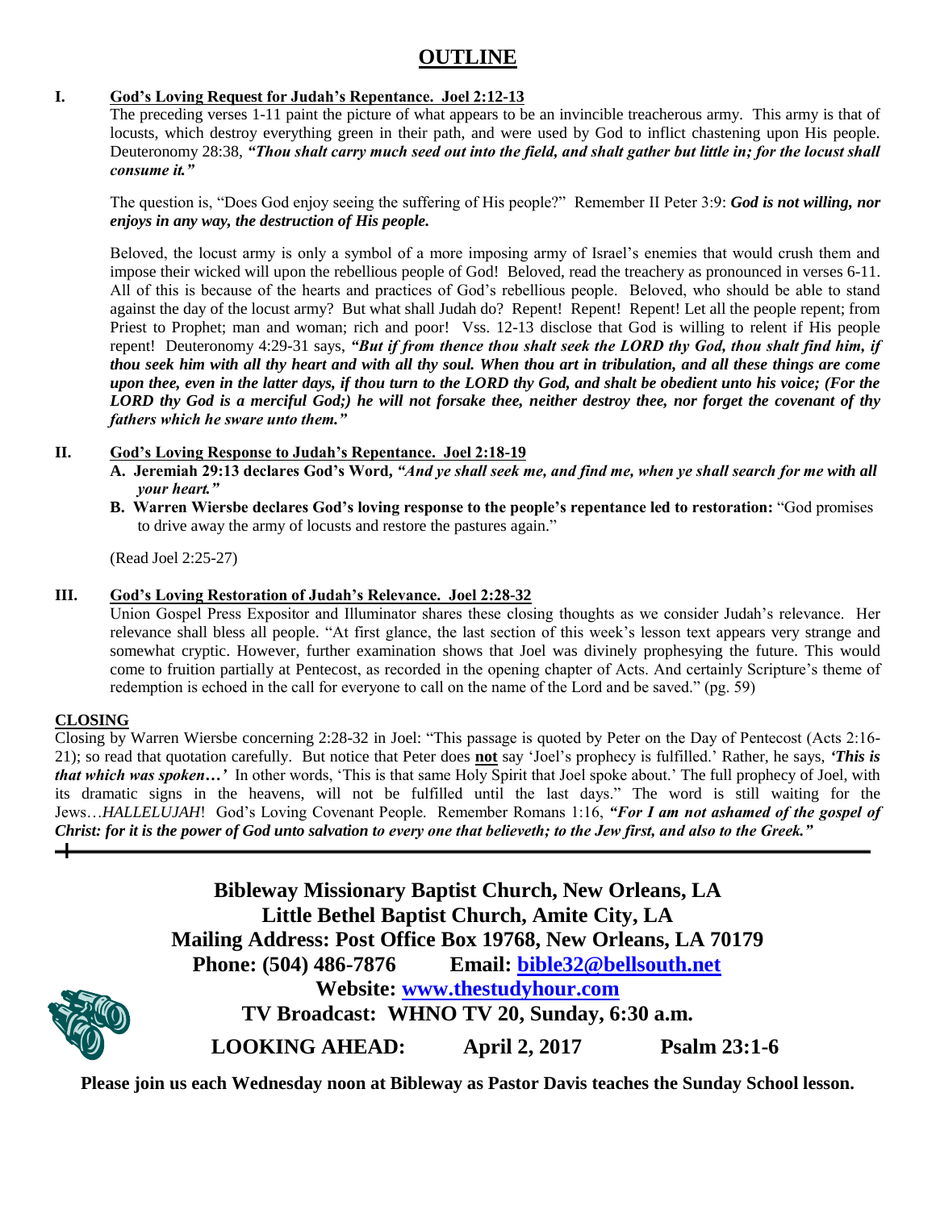# OUTLINE

## I. God's Loving Request for Judah's Repentance. Joel 2:12-13

The preceding verses 1-11 paint the picture of what appears to be an invincible treacherous army. This army is that of locusts, which destroy everything green in their path, and were used by God to inflict chastening upon His people. Deuteronomy 28:38, ***"Thou shalt carry much seed out into the field, and shalt gather but little in; for the locust shall consume it."***

The question is, "Does God enjoy seeing the suffering of His people?" Remember II Peter 3:9: ***God is not willing, nor enjoys in any way, the destruction of His people.***

Beloved, the locust army is only a symbol of a more imposing army of Israel's enemies that would crush them and impose their wicked will upon the rebellious people of God! Beloved, read the treachery as pronounced in verses 6-11. All of this is because of the hearts and practices of God's rebellious people. Beloved, who should be able to stand against the day of the locust army? But what shall Judah do? Repent! Repent! Repent! Let all the people repent; from Priest to Prophet; man and woman; rich and poor! Vss. 12-13 disclose that God is willing to relent if His people repent! Deuteronomy 4:29-31 says, ***"But if from thence thou shalt seek the LORD thy God, thou shalt find him, if thou seek him with all thy heart and with all thy soul. When thou art in tribulation, and all these things are come upon thee, even in the latter days, if thou turn to the LORD thy God, and shalt be obedient unto his voice; (For the LORD thy God is a merciful God;) he will not forsake thee, neither destroy thee, nor forget the covenant of thy fathers which he sware unto them."***

## II. God's Loving Response to Judah's Repentance. Joel 2:18-19

**A. Jeremiah 29:13 declares God's Word,** ***"And ye shall seek me, and find me, when ye shall search for me with all your heart."***

**B. Warren Wiersbe declares God's loving response to the people's repentance led to restoration:** "God promises to drive away the army of locusts and restore the pastures again."

(Read Joel 2:25-27)

## III. God's Loving Restoration of Judah's Relevance. Joel 2:28-32

Union Gospel Press Expositor and Illuminator shares these closing thoughts as we consider Judah's relevance. Her relevance shall bless all people. "At first glance, the last section of this week's lesson text appears very strange and somewhat cryptic. However, further examination shows that Joel was divinely prophesying the future. This would come to fruition partially at Pentecost, as recorded in the opening chapter of Acts. And certainly Scripture's theme of redemption is echoed in the call for everyone to call on the name of the Lord and be saved." (pg. 59)

## CLOSING

Closing by Warren Wiersbe concerning 2:28-32 in Joel: "This passage is quoted by Peter on the Day of Pentecost (Acts 2:16-21); so read that quotation carefully. But notice that Peter does **not** say 'Joel's prophecy is fulfilled.' Rather, he says, ***'This is that which was spoken…'*** In other words, 'This is that same Holy Spirit that Joel spoke about.' The full prophecy of Joel, with its dramatic signs in the heavens, will not be fulfilled until the last days." The word is still waiting for the Jews…*HALLELUJAH*! God's Loving Covenant People. Remember Romans 1:16, ***"For I am not ashamed of the gospel of Christ: for it is the power of God unto salvation to every one that believeth; to the Jew first, and also to the Greek."***

---

**Bibleway Missionary Baptist Church, New Orleans, LA**
**Little Bethel Baptist Church, Amite City, LA**
**Mailing Address: Post Office Box 19768, New Orleans, LA 70179**
**Phone: (504) 486-7876 Email: bible32@bellsouth.net**
**Website: www.thestudyhour.com**
**TV Broadcast: WHNO TV 20, Sunday, 6:30 a.m.**

**LOOKING AHEAD: April 2, 2017 Psalm 23:1-6**

**Please join us each Wednesday noon at Bibleway as Pastor Davis teaches the Sunday School lesson.**